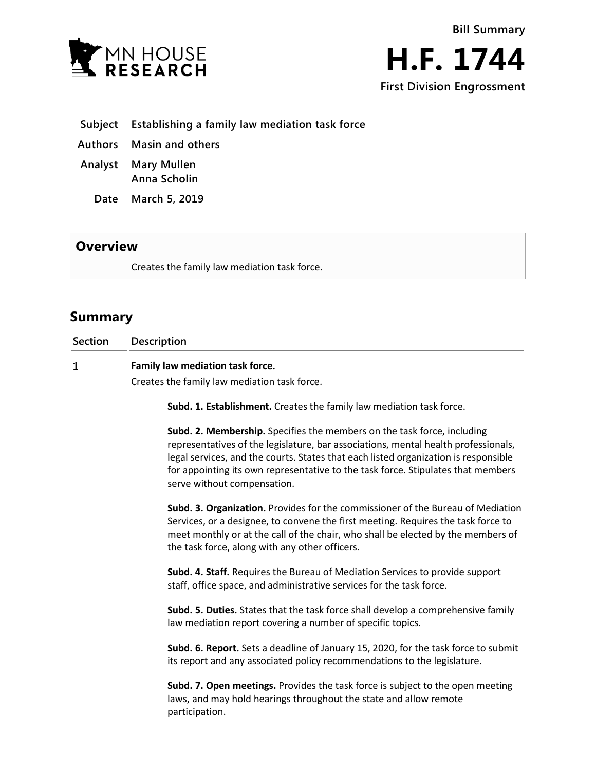MN HOUSE RESEARCH

**Bill Summary**

# H.F. 1744

**First Division Engrossment**

| | |
|---|---|
| **Subject** | **Establishing a family law mediation task force** |
| **Authors** | **Masin and others** |
| **Analyst** | **Mary Mullen**<br>**Anna Scholin** |
| **Date** | **March 5, 2019** |

## Overview

Creates the family law mediation task force.

## Summary

| Section | Description |
|---|---|
| 1 | **Family law mediation task force.**<br>Creates the family law mediation task force.<br><br>**Subd. 1. Establishment.** Creates the family law mediation task force.<br><br>**Subd. 2. Membership.** Specifies the members on the task force, including representatives of the legislature, bar associations, mental health professionals, legal services, and the courts. States that each listed organization is responsible for appointing its own representative to the task force. Stipulates that members serve without compensation.<br><br>**Subd. 3. Organization.** Provides for the commissioner of the Bureau of Mediation Services, or a designee, to convene the first meeting. Requires the task force to meet monthly or at the call of the chair, who shall be elected by the members of the task force, along with any other officers.<br><br>**Subd. 4. Staff.** Requires the Bureau of Mediation Services to provide support staff, office space, and administrative services for the task force.<br><br>**Subd. 5. Duties.** States that the task force shall develop a comprehensive family law mediation report covering a number of specific topics.<br><br>**Subd. 6. Report.** Sets a deadline of January 15, 2020, for the task force to submit its report and any associated policy recommendations to the legislature.<br><br>**Subd. 7. Open meetings.** Provides the task force is subject to the open meeting laws, and may hold hearings throughout the state and allow remote participation. |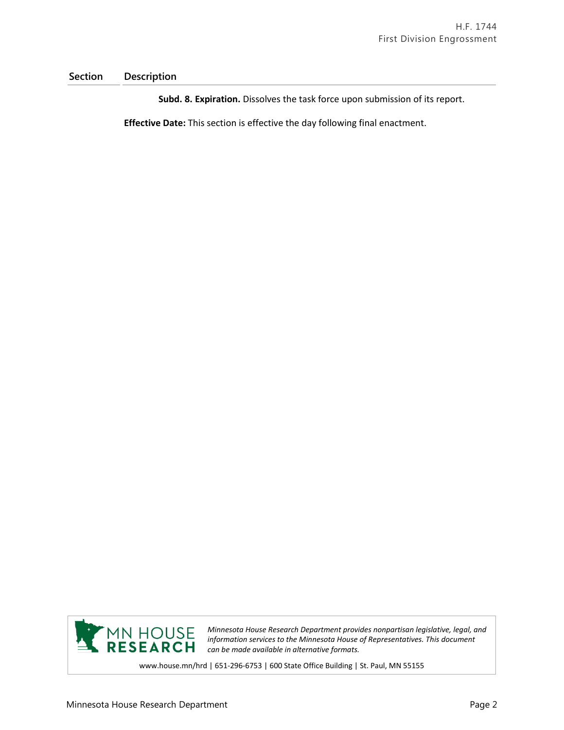| Section | Description |
|---|---|
| | **Subd. 8. Expiration.** Dissolves the task force upon submission of its report. |
| | **Effective Date:** This section is effective the day following final enactment. |

*Minnesota House Research Department provides nonpartisan legislative, legal, and information services to the Minnesota House of Representatives. This document can be made available in alternative formats.*

www.house.mn/hrd | 651-296-6753 | 600 State Office Building | St. Paul, MN 55155